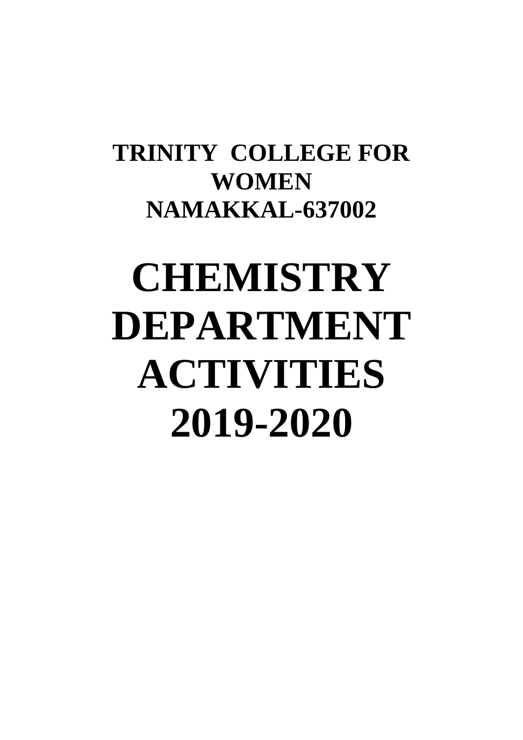**TRINITY COLLEGE FOR WOMEN**
**NAMAKKAL-637002**

# CHEMISTRY DEPARTMENT ACTIVITIES 2019-2020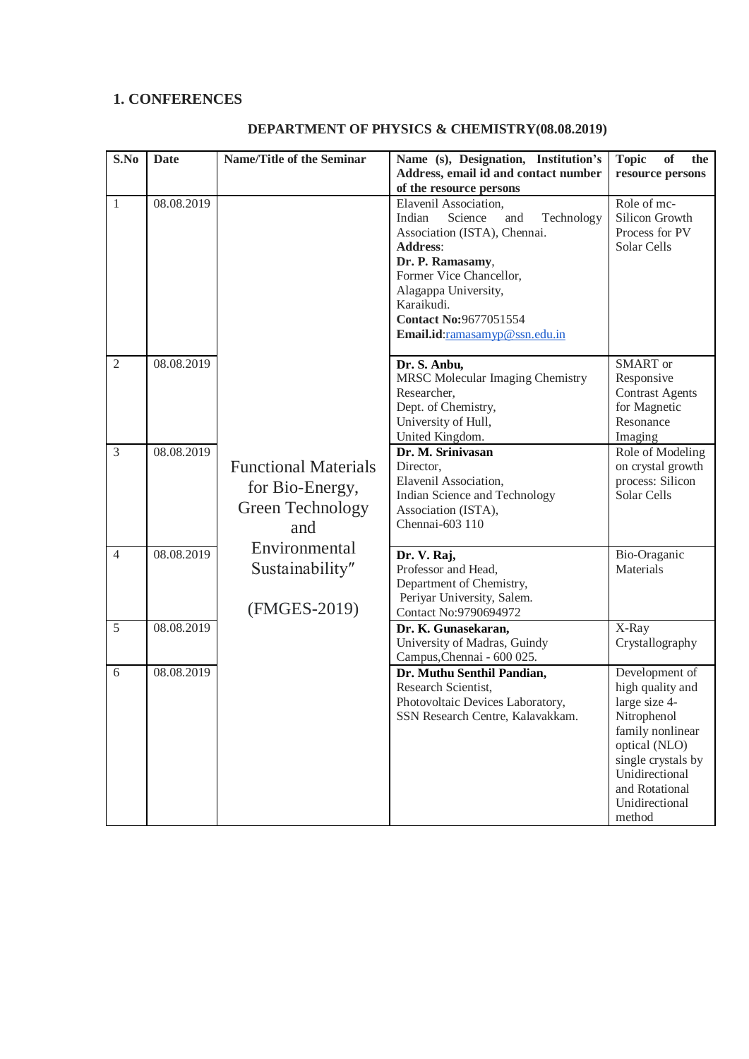## 1. CONFERENCES

### DEPARTMENT OF PHYSICS & CHEMISTRY(08.08.2019)

| S.No | Date | Name/Title of the Seminar | Name (s), Designation, Institution's Address, email id and contact number of the resource persons | Topic of the resource persons |
|---|---|---|---|---|
| 1 | 08.08.2019 | Functional Materials for Bio-Energy, Green Technology and Environmental Sustainability" (FMGES-2019) | Elavenil Association, Indian Science and Technology Association (ISTA), Chennai. **Address**: **Dr. P. Ramasamy**, Former Vice Chancellor, Alagappa University, Karaikudi. **Contact No:**9677051554 **Email.id**:ramasamyp@ssn.edu.in | Role of mc-Silicon Growth Process for PV Solar Cells |
| 2 | 08.08.2019 | | **Dr. S. Anbu,** MRSC Molecular Imaging Chemistry Researcher, Dept. of Chemistry, University of Hull, United Kingdom. | SMART or Responsive Contrast Agents for Magnetic Resonance Imaging |
| 3 | 08.08.2019 | | **Dr. M. Srinivasan** Director, Elavenil Association, Indian Science and Technology Association (ISTA), Chennai-603 110 | Role of Modeling on crystal growth process: Silicon Solar Cells |
| 4 | 08.08.2019 | | **Dr. V. Raj,** Professor and Head, Department of Chemistry, Periyar University, Salem. Contact No:9790694972 | Bio-Oraganic Materials |
| 5 | 08.08.2019 | | **Dr. K. Gunasekaran,** University of Madras, Guindy Campus,Chennai - 600 025. | X-Ray Crystallography |
| 6 | 08.08.2019 | | **Dr. Muthu Senthil Pandian,** Research Scientist, Photovoltaic Devices Laboratory, SSN Research Centre, Kalavakkam. | Development of high quality and large size 4-Nitrophenol family nonlinear optical (NLO) single crystals by Unidirectional and Rotational Unidirectional method |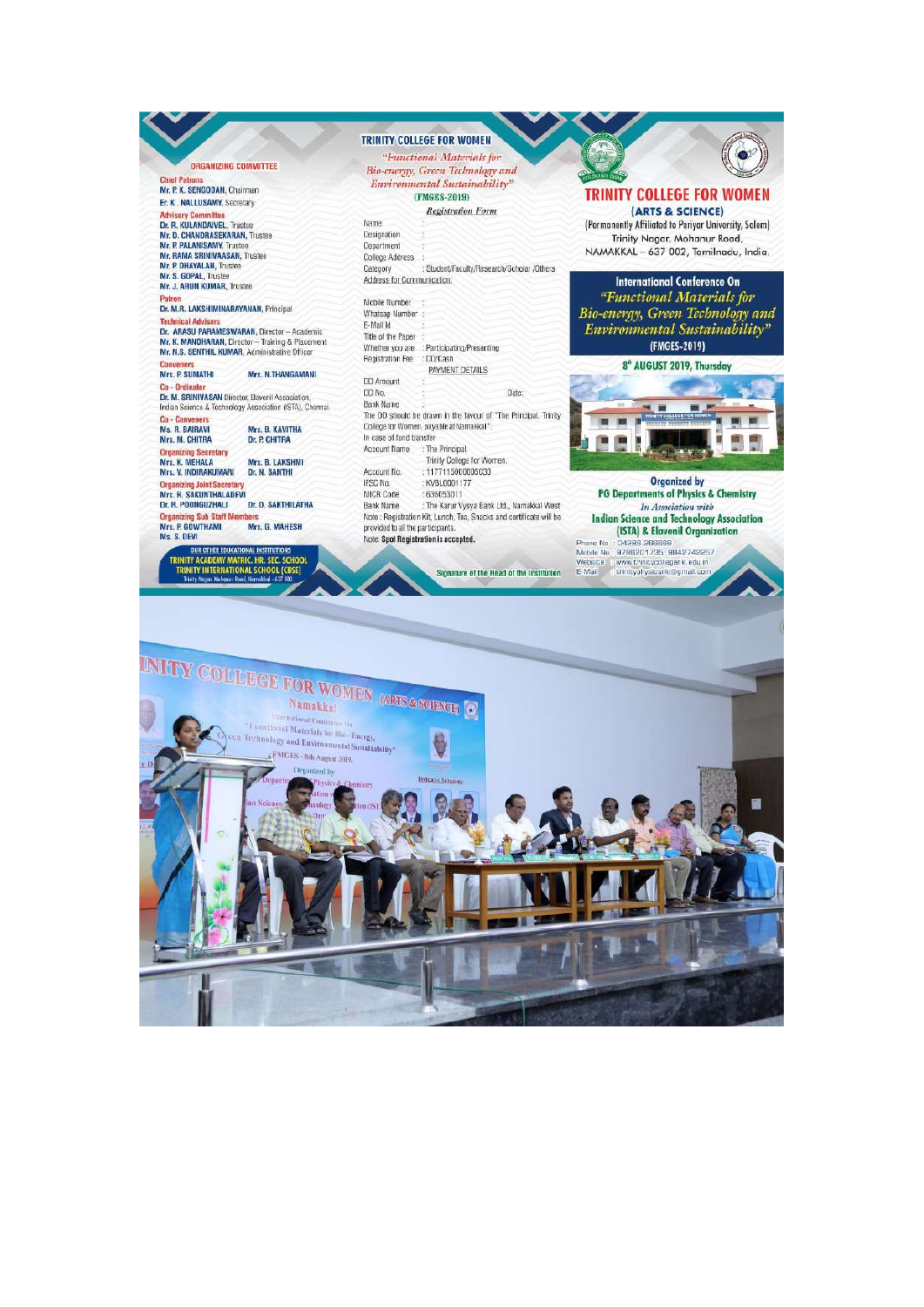## ORGANIZING COMMITTEE

**Chief Patrons**
Mr. P. K. SENGODAN, Chairman
Er. K. NALLUSAMY, Secretary

**Advisory Committee**
Dr. R. KULANDAIVEL, Trustee
Mr. D. CHANDRASEKARAN, Trustee
Mr. P. PALANISAMY, Trustee
Mr. RAMA SRINIVAASAN, Trustee
Mr. P. DHAYALAN, Trustee
Mr. S. GOPAL, Trustee
Mr. J. ARUN KUMAR, Trustee

**Patron**
Dr. M.R. LAKSHMINARAYANAN, Principal

**Technical Advisors**
Dr. ARASU PARAMESWARAN, Director – Academic
Mr. K. MANOHARAN, Director – Training & Placement
Mr. N.S. SENTHIL KUMAR, Administrative Officer

**Conveners**
Mrs. P. SUMATHI
Mrs. N. THANGAMANI

**Co - Ordinator**
Dr. M. SRINIVASAN Director, Elavenil Association, Indian Science & Technology Association (ISTA), Chennai.

**Co - Conveners**
Ms. R. BAIRAVI
Mrs. B. KAVITHA
Mrs. M. CHITRA
Dr. P. CHITRA

**Organizing Secretary**
Mrs. K. MEHALA
Mrs. B. LAKSHMI
Mrs. V. INDIRAKUMARI
Dr. N. SANTHI

**Organizing Joint Secretary**
Mrs. R. SAKUNTHALADEVI
Dr. R. POONGUZHALI
Dr. D. SAKTHILATHA

**Organizing Sub Staff Members**
Mrs. P. GOWTHAMI
Mrs. G. MAHESH
Ms. S. DEVI

OUR OTHER EDUCATIONAL INSTITUTIONS
TRINITY ACADEMY MATRIC. HR. SEC. SCHOOL
TRINITY INTERNATIONAL SCHOOL (CBSE)
Trinity Nagar, Mohanur Road, Namakkal - 637 002

## TRINITY COLLEGE FOR WOMEN

*"Functional Materials for Bio-energy, Green Technology and Environmental Sustainability"*
**(FMGES-2019)**

*Registration Form*

Name :
Designation :
Department :
College Address :
Category : Student/Faculty/Research Scholar /Others
Address for Communication:

Mobile Number :
Whatsap Number :
E-Mail Id :
Title of the Paper :
Whether you are : Participating/Presenting
Registration Fee : DD/Cash

PAYMENT DETAILS

DD Amount :
DD No. : Date:
Bank Name :

The DD should be drawn in the favour of "The Principal, Trinity College for Women, payable at Namakkal".

In case of fund transfer

Account Name : The Principal
Trinity College for Women.
Account No. : 1177115000005030
IFSC No. : KVBL0001177
MICR Code : 636053011
Bank Name : The Karur Vysya Bank Ltd., Namakkal West

Note : Registration Kit, Lunch, Tea, Snacks and certificate will be provided to all the participants.

Note: **Spot Registration is accepted.**

Signature of the Head of the Institution

## TRINITY COLLEGE FOR WOMEN
**(ARTS & SCIENCE)**
(Permanently Affiliated to Periyar University, Salem)
Trinity Nagar, Mohanur Road,
NAMAKKAL – 637 002, Tamilnadu, India.

### International Conference On
*"Functional Materials for Bio-energy, Green Technology and Environmental Sustainability"*
**(FMGES-2019)**

**8th AUGUST 2019, Thursday**

**Organized by**
**PG Departments of Physics & Chemistry**
*In Association with*
**Indian Science and Technology Association (ISTA) & Elavenil Organization**

Phone No : 04286 266669
Mobile No : 9786201735, 9842742257
Website : www.trinitycollegenkl.edu.in
E-Mail : trinityphysicsnkl@gmail.com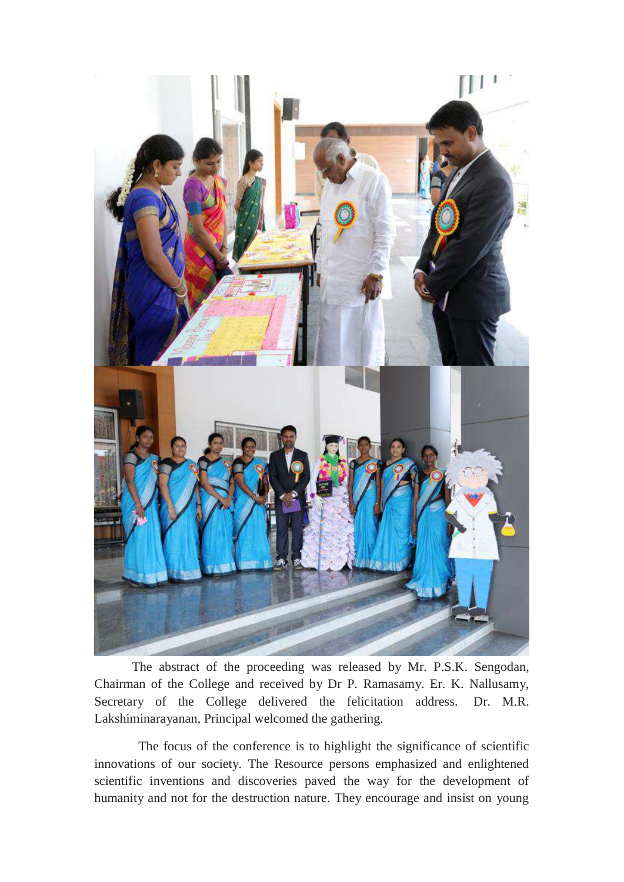The abstract of the proceeding was released by Mr. P.S.K. Sengodan, Chairman of the College and received by Dr P. Ramasamy. Er. K. Nallusamy, Secretary of the College delivered the felicitation address. Dr. M.R. Lakshiminarayanan, Principal welcomed the gathering.

The focus of the conference is to highlight the significance of scientific innovations of our society. The Resource persons emphasized and enlightened scientific inventions and discoveries paved the way for the development of humanity and not for the destruction nature. They encourage and insist on young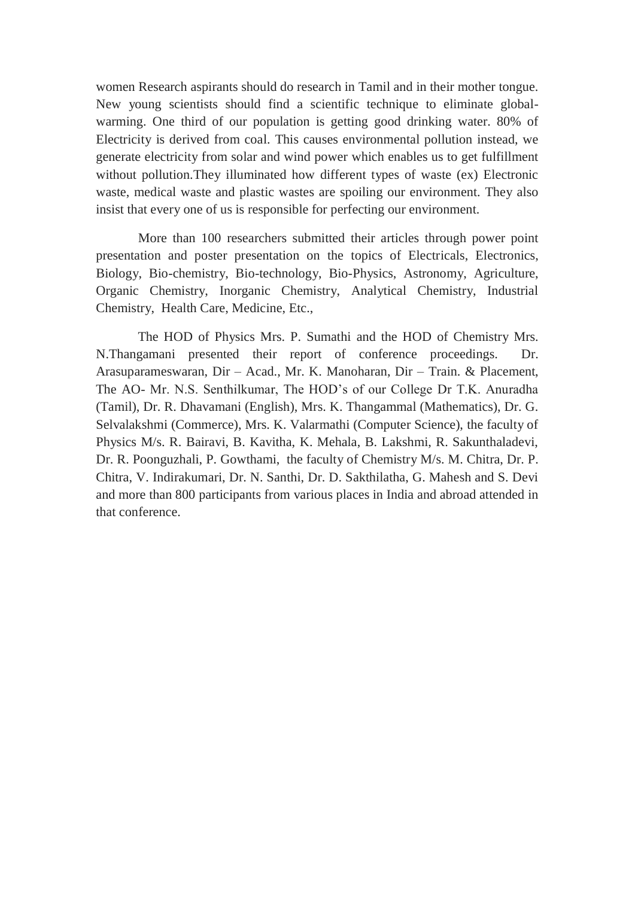women Research aspirants should do research in Tamil and in their mother tongue. New young scientists should find a scientific technique to eliminate global-warming. One third of our population is getting good drinking water. 80% of Electricity is derived from coal. This causes environmental pollution instead, we generate electricity from solar and wind power which enables us to get fulfillment without pollution.They illuminated how different types of waste (ex) Electronic waste, medical waste and plastic wastes are spoiling our environment. They also insist that every one of us is responsible for perfecting our environment.

More than 100 researchers submitted their articles through power point presentation and poster presentation on the topics of Electricals, Electronics, Biology, Bio-chemistry, Bio-technology, Bio-Physics, Astronomy, Agriculture, Organic Chemistry, Inorganic Chemistry, Analytical Chemistry, Industrial Chemistry, Health Care, Medicine, Etc.,

The HOD of Physics Mrs. P. Sumathi and the HOD of Chemistry Mrs. N.Thangamani presented their report of conference proceedings. Dr. Arasuparameswaran, Dir – Acad., Mr. K. Manoharan, Dir – Train. & Placement, The AO- Mr. N.S. Senthilkumar, The HOD's of our College Dr T.K. Anuradha (Tamil), Dr. R. Dhavamani (English), Mrs. K. Thangammal (Mathematics), Dr. G. Selvalakshmi (Commerce), Mrs. K. Valarmathi (Computer Science), the faculty of Physics M/s. R. Bairavi, B. Kavitha, K. Mehala, B. Lakshmi, R. Sakunthaladevi, Dr. R. Poonguzhali, P. Gowthami, the faculty of Chemistry M/s. M. Chitra, Dr. P. Chitra, V. Indirakumari, Dr. N. Santhi, Dr. D. Sakthilatha, G. Mahesh and S. Devi and more than 800 participants from various places in India and abroad attended in that conference.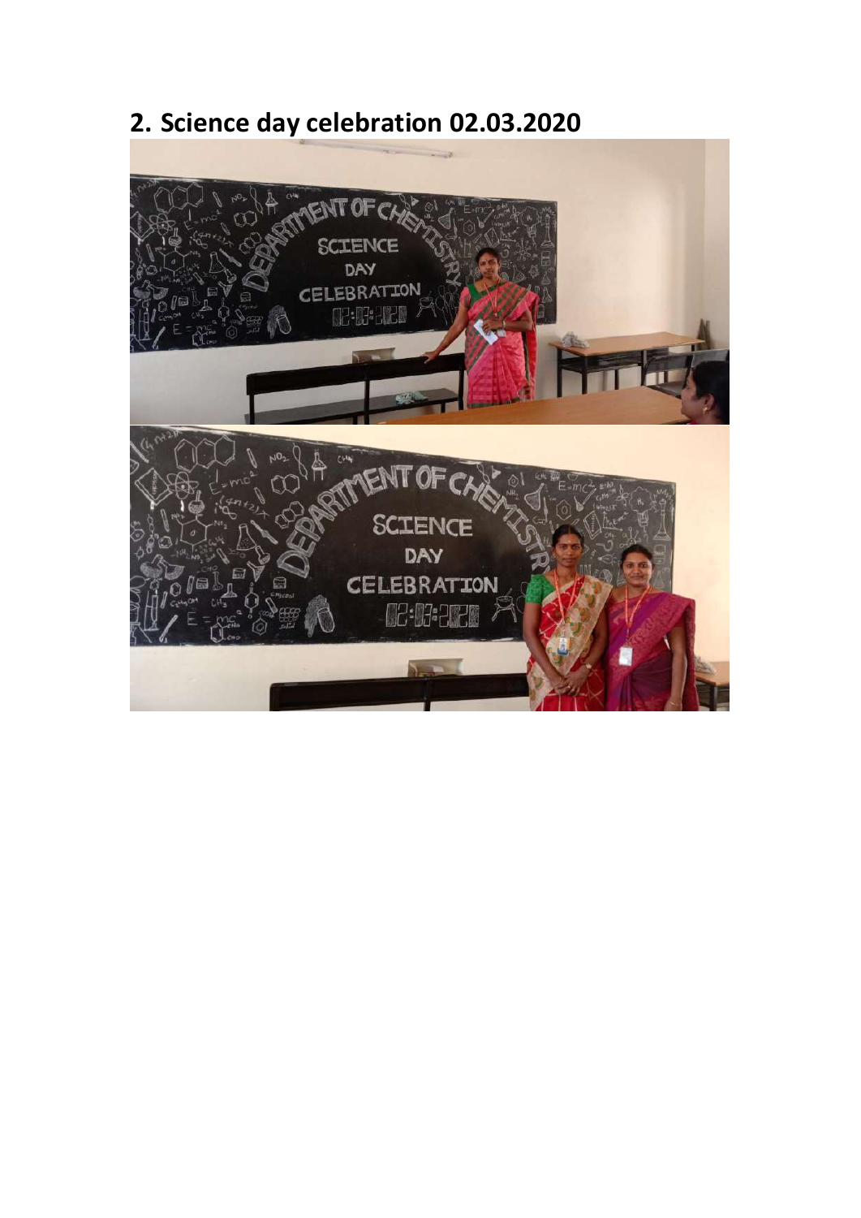## 2. Science day celebration 02.03.2020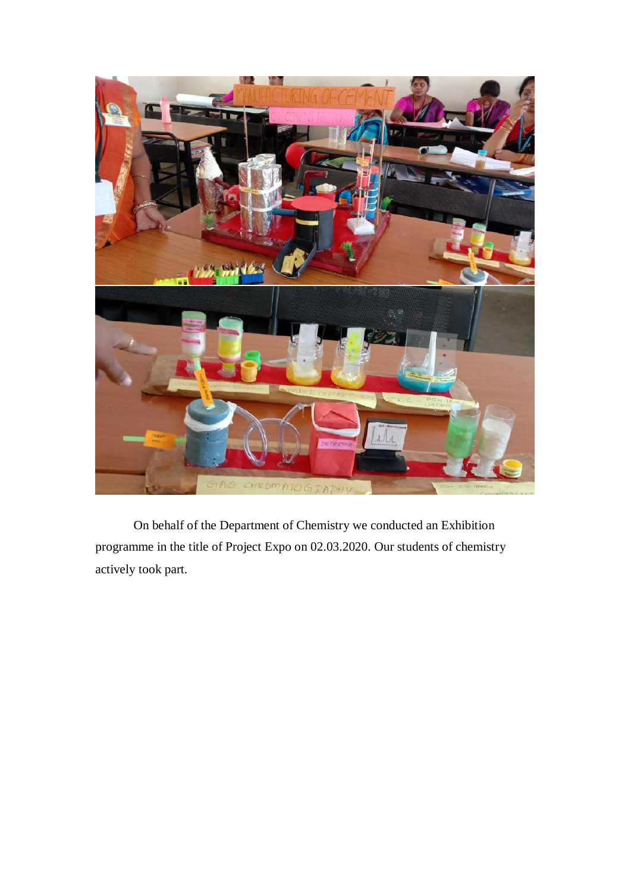On behalf of the Department of Chemistry we conducted an Exhibition programme in the title of Project Expo on 02.03.2020. Our students of chemistry actively took part.